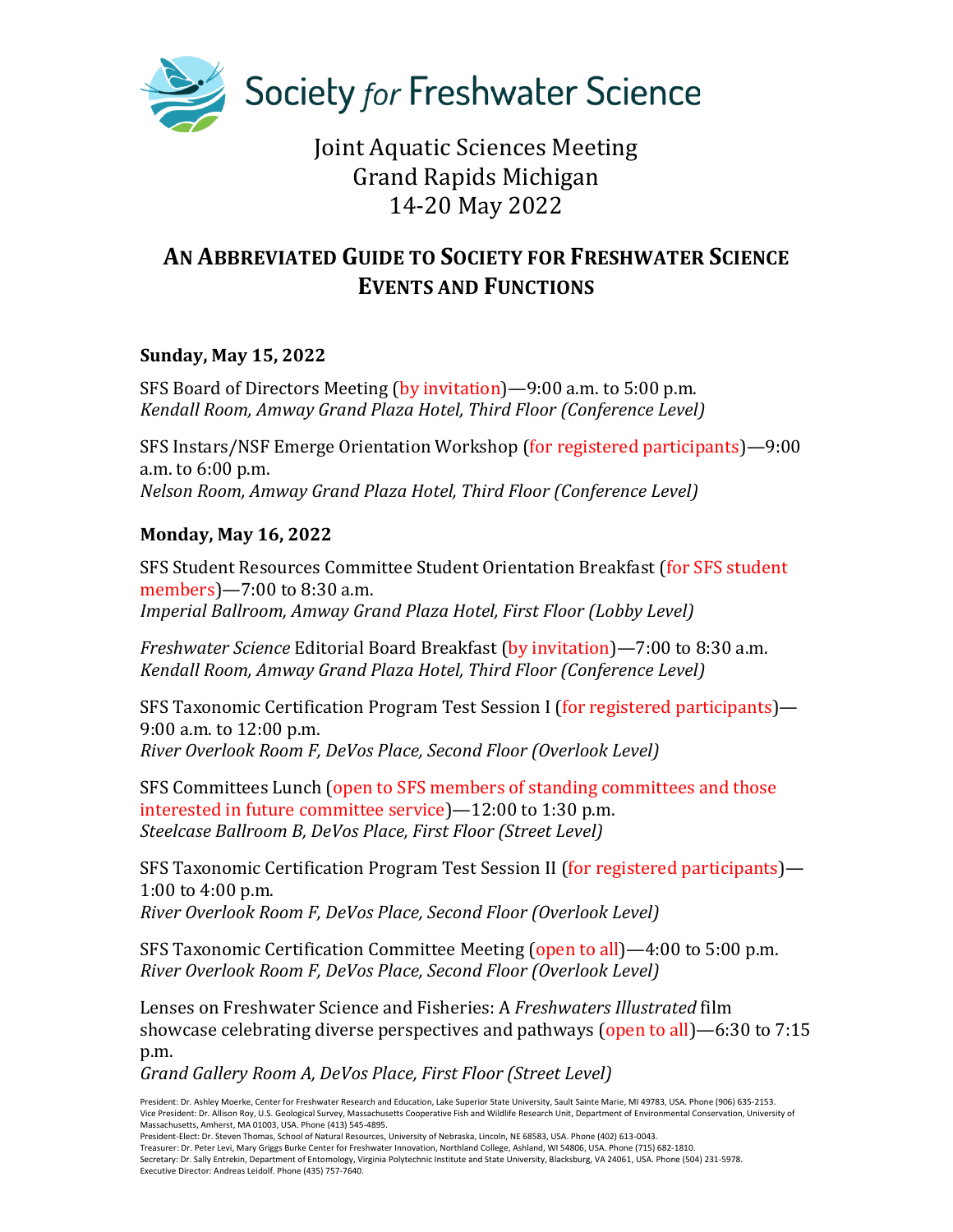Society *for* Freshwater Science

Joint Aquatic Sciences Meeting
Grand Rapids Michigan
14-20 May 2022

# AN ABBREVIATED GUIDE TO SOCIETY FOR FRESHWATER SCIENCE EVENTS AND FUNCTIONS

**Sunday, May 15, 2022**

SFS Board of Directors Meeting (by invitation)—9:00 a.m. to 5:00 p.m.
*Kendall Room, Amway Grand Plaza Hotel, Third Floor (Conference Level)*

SFS Instars/NSF Emerge Orientation Workshop (for registered participants)—9:00 a.m. to 6:00 p.m.
*Nelson Room, Amway Grand Plaza Hotel, Third Floor (Conference Level)*

**Monday, May 16, 2022**

SFS Student Resources Committee Student Orientation Breakfast (for SFS student members)—7:00 to 8:30 a.m.
*Imperial Ballroom, Amway Grand Plaza Hotel, First Floor (Lobby Level)*

*Freshwater Science* Editorial Board Breakfast (by invitation)—7:00 to 8:30 a.m.
*Kendall Room, Amway Grand Plaza Hotel, Third Floor (Conference Level)*

SFS Taxonomic Certification Program Test Session I (for registered participants)—9:00 a.m. to 12:00 p.m.
*River Overlook Room F, DeVos Place, Second Floor (Overlook Level)*

SFS Committees Lunch (open to SFS members of standing committees and those interested in future committee service)—12:00 to 1:30 p.m.
*Steelcase Ballroom B, DeVos Place, First Floor (Street Level)*

SFS Taxonomic Certification Program Test Session II (for registered participants)—1:00 to 4:00 p.m.
*River Overlook Room F, DeVos Place, Second Floor (Overlook Level)*

SFS Taxonomic Certification Committee Meeting (open to all)—4:00 to 5:00 p.m.
*River Overlook Room F, DeVos Place, Second Floor (Overlook Level)*

Lenses on Freshwater Science and Fisheries: A *Freshwaters Illustrated* film showcase celebrating diverse perspectives and pathways (open to all)—6:30 to 7:15 p.m.
*Grand Gallery Room A, DeVos Place, First Floor (Street Level)*

President: Dr. Ashley Moerke, Center for Freshwater Research and Education, Lake Superior State University, Sault Sainte Marie, MI 49783, USA. Phone (906) 635-2153.
Vice President: Dr. Allison Roy, U.S. Geological Survey, Massachusetts Cooperative Fish and Wildlife Research Unit, Department of Environmental Conservation, University of Massachusetts, Amherst, MA 01003, USA. Phone (413) 545-4895.
President-Elect: Dr. Steven Thomas, School of Natural Resources, University of Nebraska, Lincoln, NE 68583, USA. Phone (402) 613-0043.
Treasurer: Dr. Peter Levi, Mary Griggs Burke Center for Freshwater Innovation, Northland College, Ashland, WI 54806, USA. Phone (715) 682-1810.
Secretary: Dr. Sally Entrekin, Department of Entomology, Virginia Polytechnic Institute and State University, Blacksburg, VA 24061, USA. Phone (504) 231-5978.
Executive Director: Andreas Leidolf. Phone (435) 757-7640.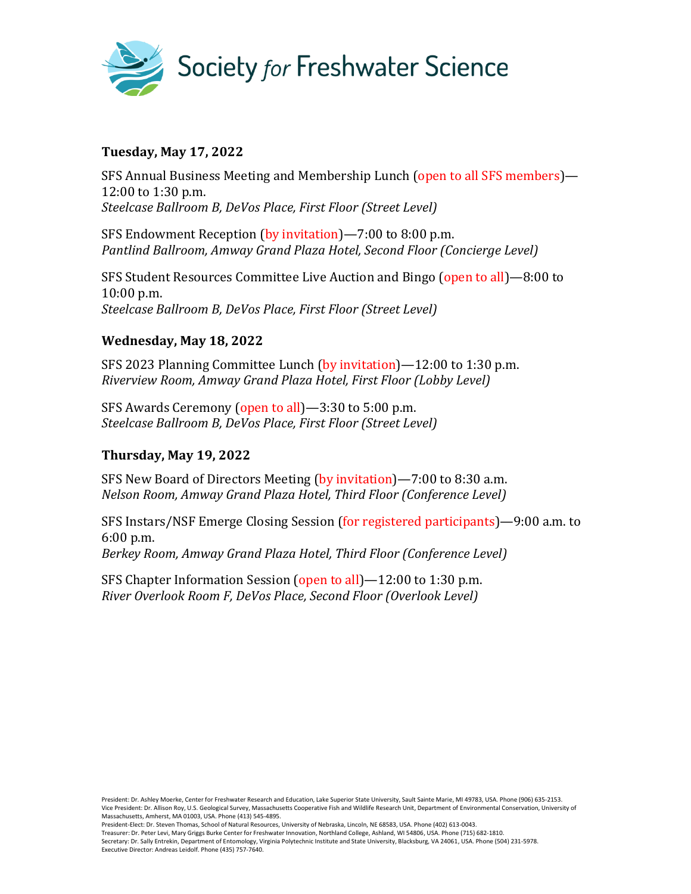Society *for* Freshwater Science

**Tuesday, May 17, 2022**

SFS Annual Business Meeting and Membership Lunch (open to all SFS members)—12:00 to 1:30 p.m.
*Steelcase Ballroom B, DeVos Place, First Floor (Street Level)*

SFS Endowment Reception (by invitation)—7:00 to 8:00 p.m.
*Pantlind Ballroom, Amway Grand Plaza Hotel, Second Floor (Concierge Level)*

SFS Student Resources Committee Live Auction and Bingo (open to all)—8:00 to 10:00 p.m.
*Steelcase Ballroom B, DeVos Place, First Floor (Street Level)*

**Wednesday, May 18, 2022**

SFS 2023 Planning Committee Lunch (by invitation)—12:00 to 1:30 p.m.
*Riverview Room, Amway Grand Plaza Hotel, First Floor (Lobby Level)*

SFS Awards Ceremony (open to all)—3:30 to 5:00 p.m.
*Steelcase Ballroom B, DeVos Place, First Floor (Street Level)*

**Thursday, May 19, 2022**

SFS New Board of Directors Meeting (by invitation)—7:00 to 8:30 a.m.
*Nelson Room, Amway Grand Plaza Hotel, Third Floor (Conference Level)*

SFS Instars/NSF Emerge Closing Session (for registered participants)—9:00 a.m. to 6:00 p.m.
*Berkey Room, Amway Grand Plaza Hotel, Third Floor (Conference Level)*

SFS Chapter Information Session (open to all)—12:00 to 1:30 p.m.
*River Overlook Room F, DeVos Place, Second Floor (Overlook Level)*

President: Dr. Ashley Moerke, Center for Freshwater Research and Education, Lake Superior State University, Sault Sainte Marie, MI 49783, USA. Phone (906) 635-2153.
Vice President: Dr. Allison Roy, U.S. Geological Survey, Massachusetts Cooperative Fish and Wildlife Research Unit, Department of Environmental Conservation, University of Massachusetts, Amherst, MA 01003, USA. Phone (413) 545-4895.
President-Elect: Dr. Steven Thomas, School of Natural Resources, University of Nebraska, Lincoln, NE 68583, USA. Phone (402) 613-0043.
Treasurer: Dr. Peter Levi, Mary Griggs Burke Center for Freshwater Innovation, Northland College, Ashland, WI 54806, USA. Phone (715) 682-1810.
Secretary: Dr. Sally Entrekin, Department of Entomology, Virginia Polytechnic Institute and State University, Blacksburg, VA 24061, USA. Phone (504) 231-5978.
Executive Director: Andreas Leidolf. Phone (435) 757-7640.